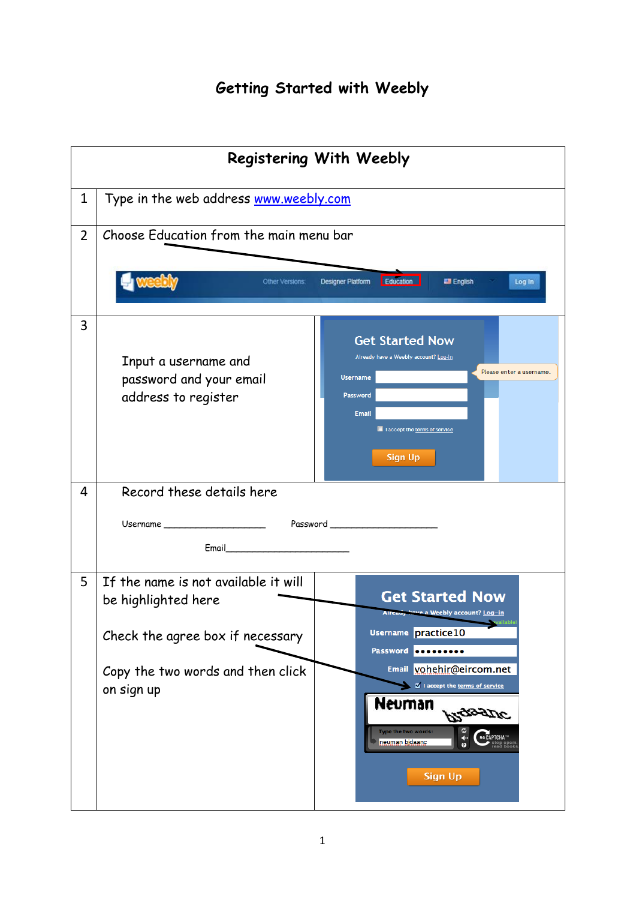# Getting Started with Weebly

| Registering With Weebly | |
|---|---|
| 1 | Type in the web address [www.weebly.com](http://www.weebly.com) |
| 2 | Choose Education from the main menu bar |
| 3 | Input a username and password and your email address to register |
| 4 | Record these details here<br><br>Username ____________________ Password ____________________<br><br>Email________________________ |
| 5 | If the name is not available it will be highlighted here<br><br>Check the agree box if necessary<br><br>Copy the two words and then click on sign up |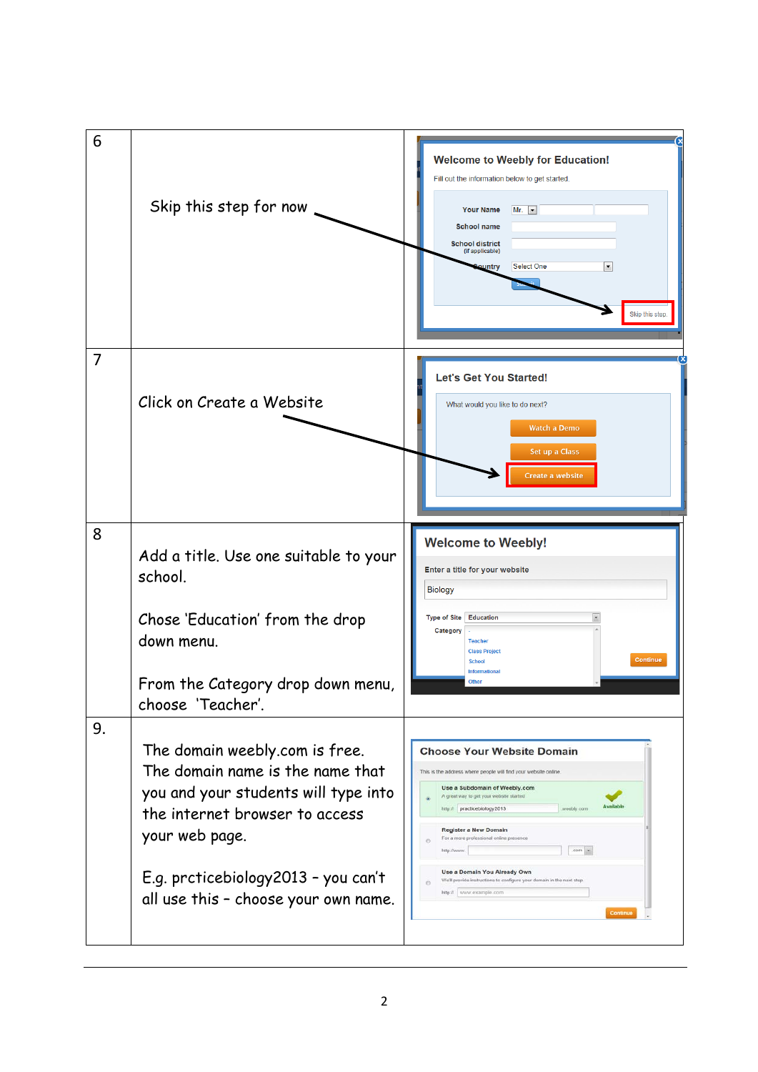| | | |
|---|---|---|
| 6 | Skip this step for now | |
| 7 | Click on Create a Website | |
| 8 | Add a title. Use one suitable to your school.<br><br>Chose 'Education' from the drop down menu.<br><br>From the Category drop down menu, choose 'Teacher'. | |
| 9. | The domain weebly.com is free. The domain name is the name that you and your students will type into the internet browser to access your web page.<br><br>E.g. prcticebiology2013 – you can't all use this – choose your own name. | |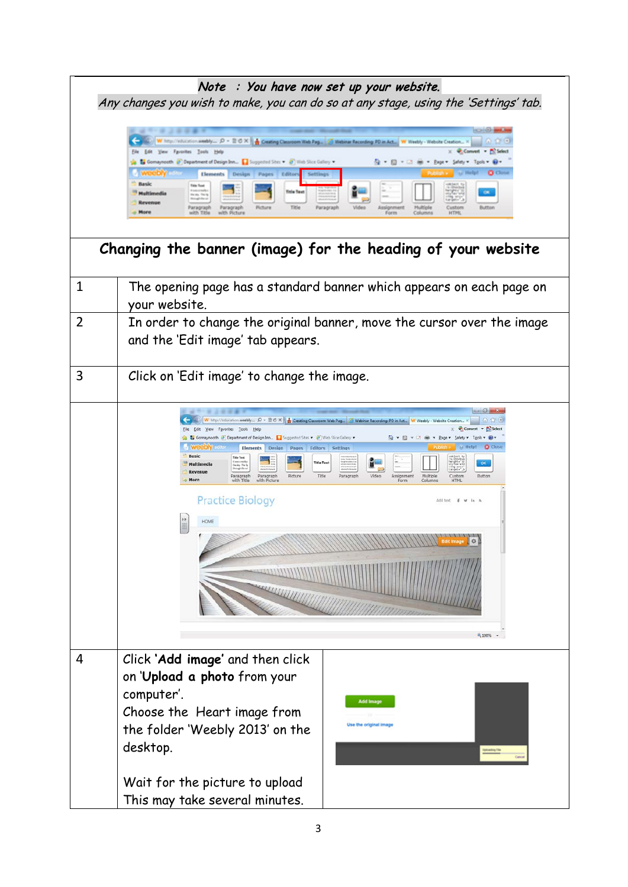***Note : You have now set up your website.***

*Any changes you wish to make, you can do so at any stage, using the 'Settings' tab.*

## Changing the banner (image) for the heading of your website

| | |
|---|---|
| 1 | The opening page has a standard banner which appears on each page on your website. |
| 2 | In order to change the original banner, move the cursor over the image and the 'Edit image' tab appears. |
| 3 | Click on 'Edit image' to change the image. |
| 4 | Click **'Add image'** and then click on '**Upload a photo** from your computer'.<br>Choose the Heart image from the folder 'Weebly 2013' on the desktop.<br><br>Wait for the picture to upload<br>This may take several minutes. |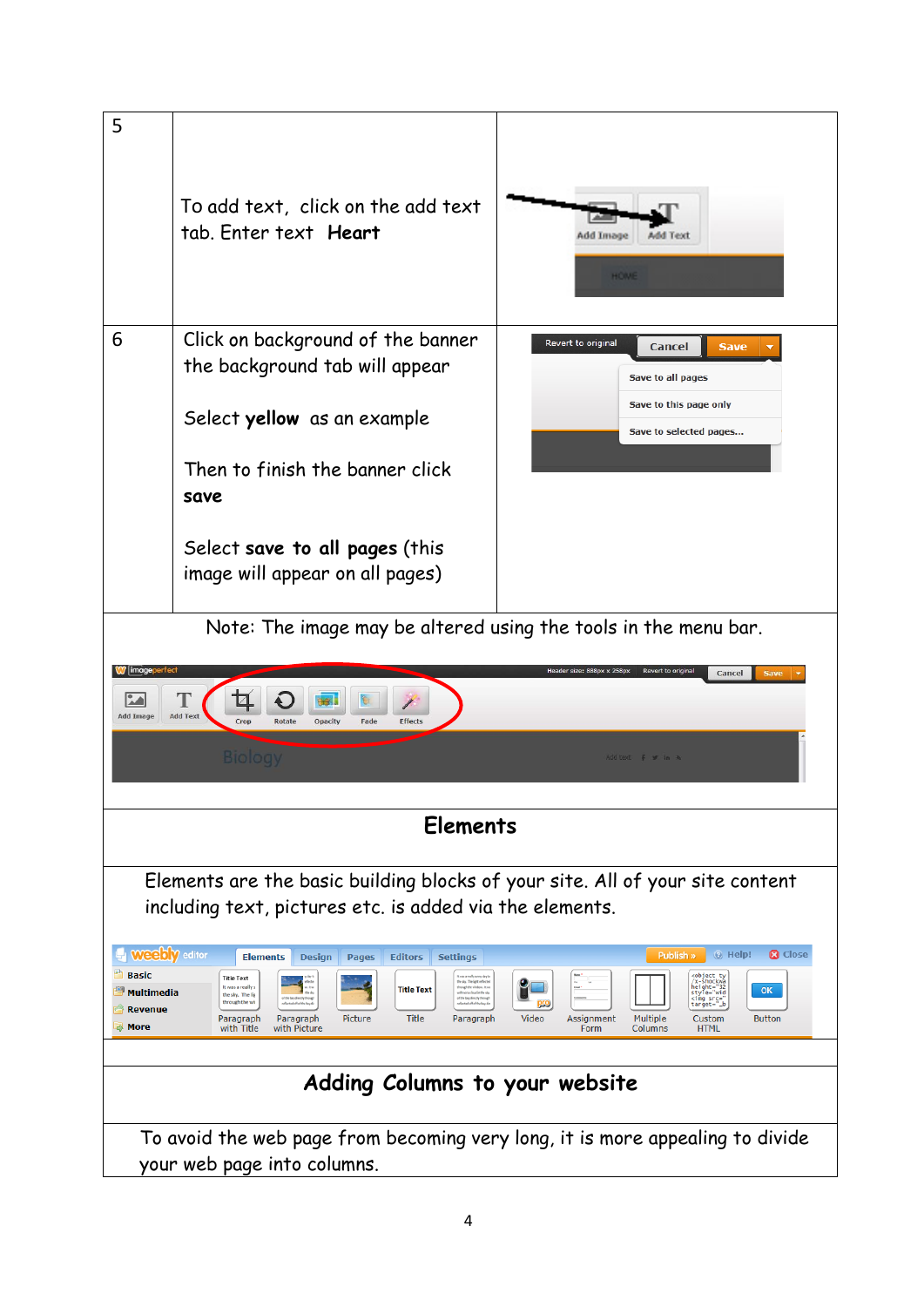| | | |
|---|---|---|
| 5 | To add text, click on the add text tab. Enter text **Heart** | |
| 6 | Click on background of the banner the background tab will appear<br><br>Select **yellow** as an example<br><br>Then to finish the banner click **save**<br><br>Select **save to all pages** (this image will appear on all pages) | |

Note: The image may be altered using the tools in the menu bar.

## Elements

Elements are the basic building blocks of your site. All of your site content including text, pictures etc. is added via the elements.

## Adding Columns to your website

To avoid the web page from becoming very long, it is more appealing to divide your web page into columns.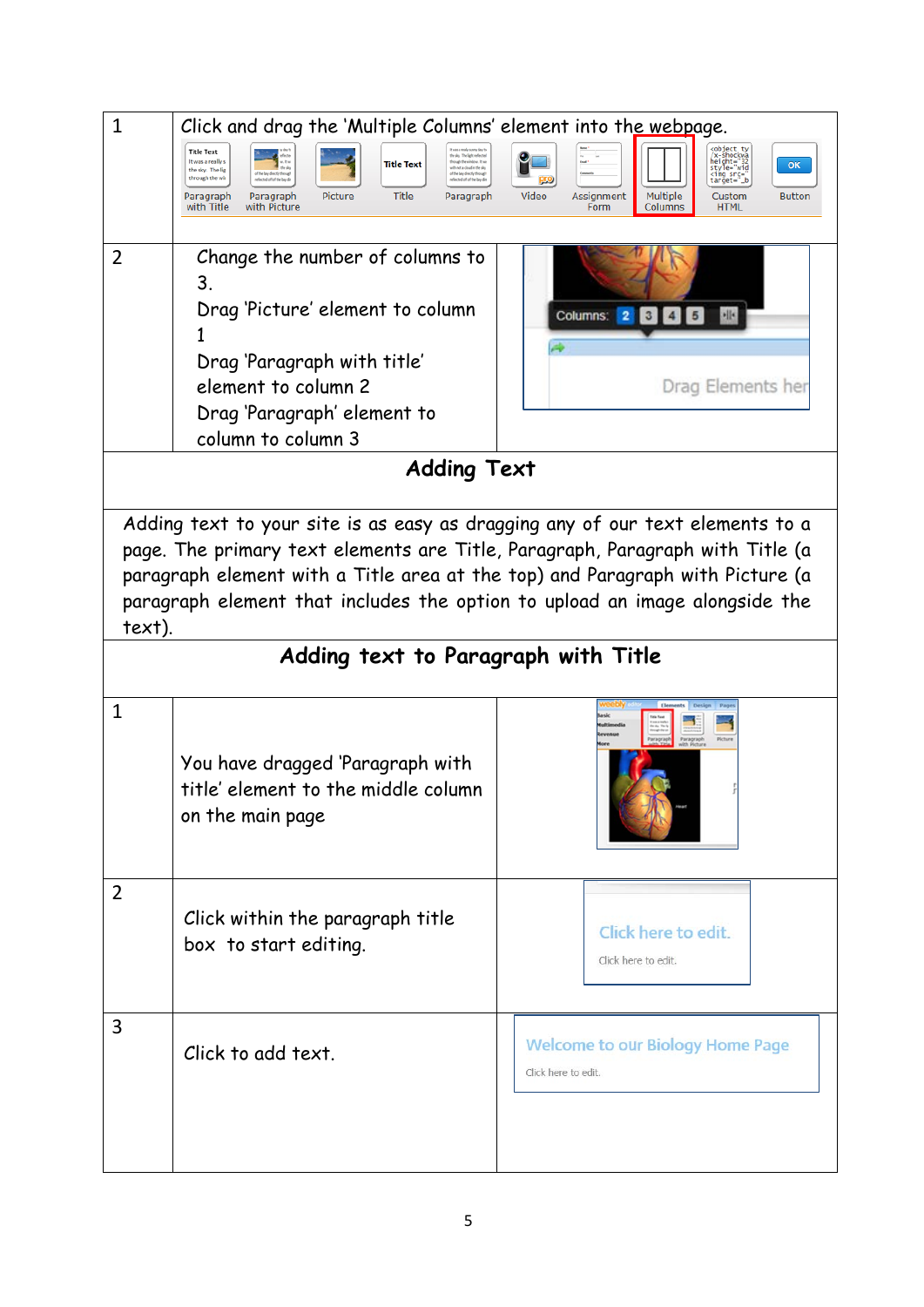| | | |
|---|---|---|
| 1 | Click and drag the 'Multiple Columns' element into the webpage. | |
| 2 | Change the number of columns to 3.<br>Drag 'Picture' element to column 1<br>Drag 'Paragraph with title' element to column 2<br>Drag 'Paragraph' element to column to column 3 | |

## Adding Text

Adding text to your site is as easy as dragging any of our text elements to a page. The primary text elements are Title, Paragraph, Paragraph with Title (a paragraph element with a Title area at the top) and Paragraph with Picture (a paragraph element that includes the option to upload an image alongside the text).

## Adding text to Paragraph with Title

| | | |
|---|---|---|
| 1 | You have dragged 'Paragraph with title' element to the middle column on the main page | |
| 2 | Click within the paragraph title box to start editing. | |
| 3 | Click to add text. | |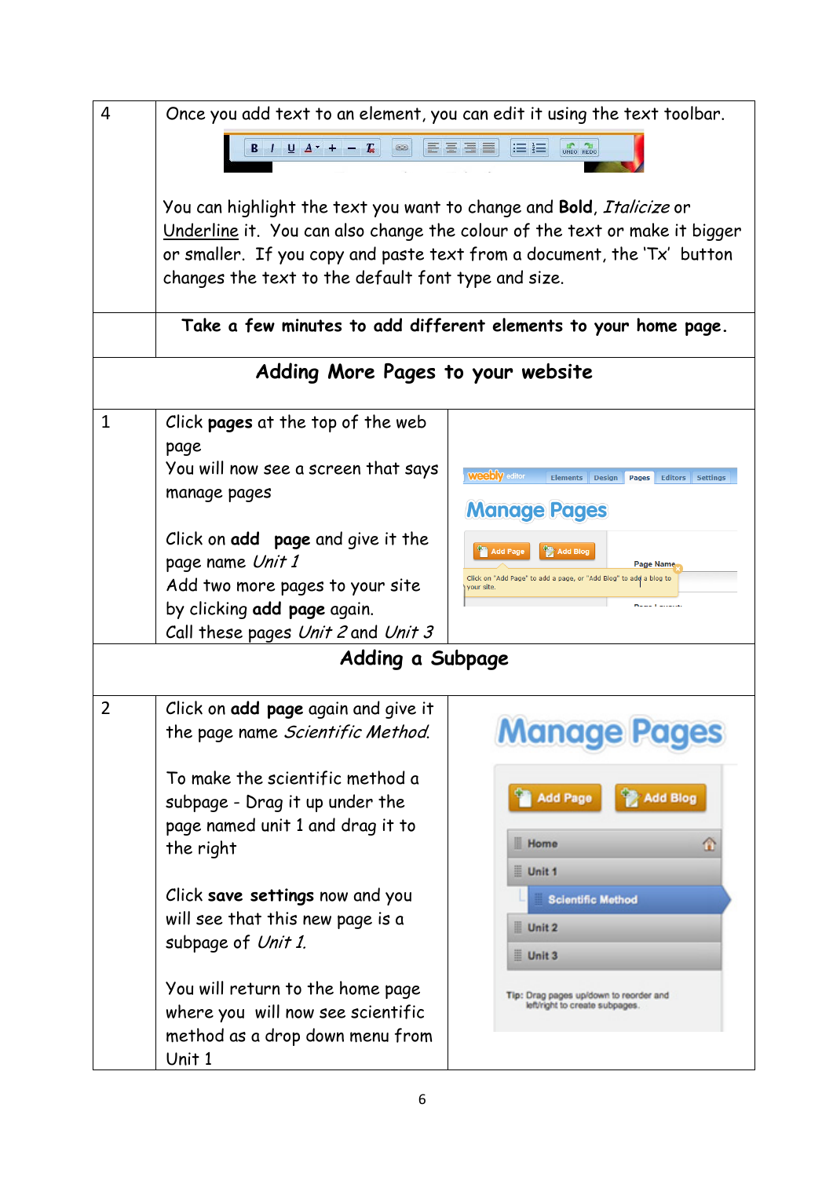| | |
|---|---|
| 4 | Once you add text to an element, you can edit it using the text toolbar.<br><br>You can highlight the text you want to change and **Bold**, *Italicize* or Underline it. You can also change the colour of the text or make it bigger or smaller. If you copy and paste text from a document, the 'Tx' button changes the text to the default font type and size. |
| | **Take a few minutes to add different elements to your home page.** |

## Adding More Pages to your website

| | |
|---|---|
| 1 | Click **pages** at the top of the web page<br>You will now see a screen that says manage pages<br><br>Click on **add page** and give it the page name *Unit 1*<br>Add two more pages to your site by clicking **add page** again.<br>Call these pages *Unit 2* and *Unit 3* |

## Adding a Subpage

| | |
|---|---|
| 2 | Click on **add page** again and give it the page name *Scientific Method*.<br><br>To make the scientific method a subpage - Drag it up under the page named unit 1 and drag it to the right<br><br>Click **save settings** now and you will see that this new page is a subpage of *Unit 1*.<br><br>You will return to the home page where you will now see scientific method as a drop down menu from Unit 1 |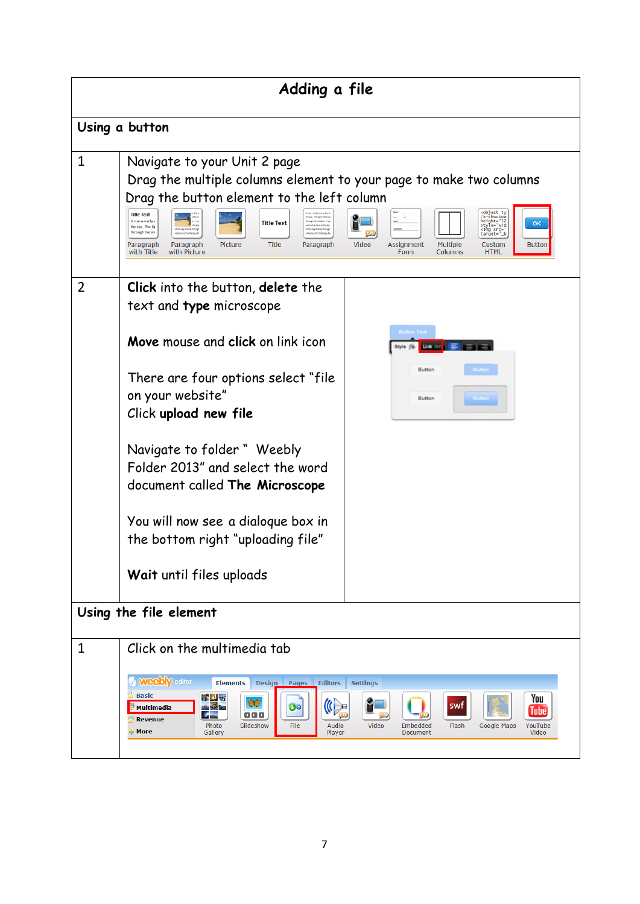# Adding a file

## Using a button

| | |
|---|---|
| 1 | Navigate to your Unit 2 page<br>Drag the multiple columns element to your page to make two columns<br>Drag the button element to the left column |
| 2 | **Click** into the button, **delete** the text and **type** microscope<br><br>**Move** mouse and **click** on link icon<br><br>There are four options select “file on your website”<br>Click **upload new file**<br><br>Navigate to folder “ Weebly Folder 2013” and select the word document called **The Microscope**<br><br>You will now see a dialogue box in the bottom right “uploading file”<br><br>**Wait** until files uploads |

## Using the file element

| | |
|---|---|
| 1 | Click on the multimedia tab |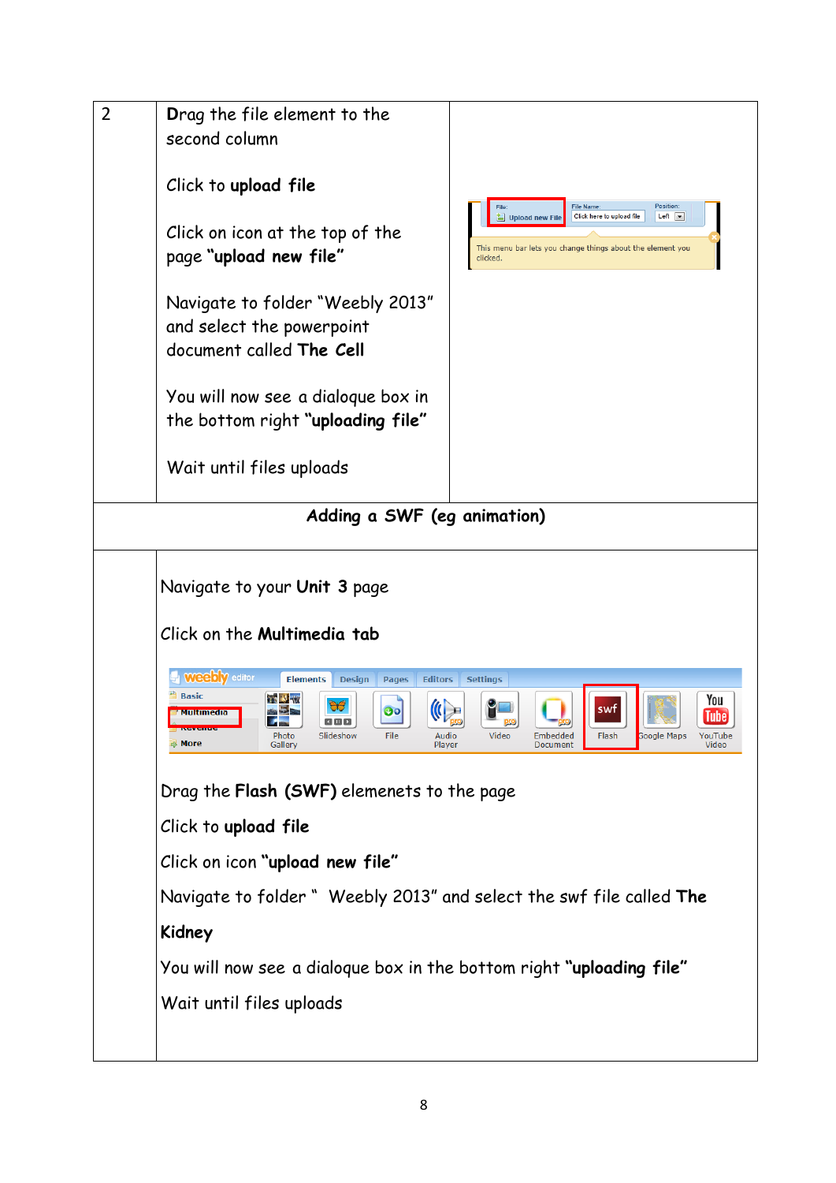| | | |
|---|---|---|
| 2 | Drag the file element to the second column<br><br>Click to **upload file**<br><br>Click on icon at the top of the page "**upload new file**"<br><br>Navigate to folder "Weebly 2013" and select the powerpoint document called **The Cell**<br><br>You will now see a dialoque box in the bottom right "**uploading file**"<br><br>Wait until files uploads | |

**Adding a SWF (eg animation)**

Navigate to your **Unit 3** page

Click on the **Multimedia tab**

Drag the **Flash (SWF)** elemenets to the page

Click to **upload file**

Click on icon "**upload new file**"

Navigate to folder " Weebly 2013" and select the swf file called **The Kidney**

You will now see a dialoque box in the bottom right "**uploading file**"

Wait until files uploads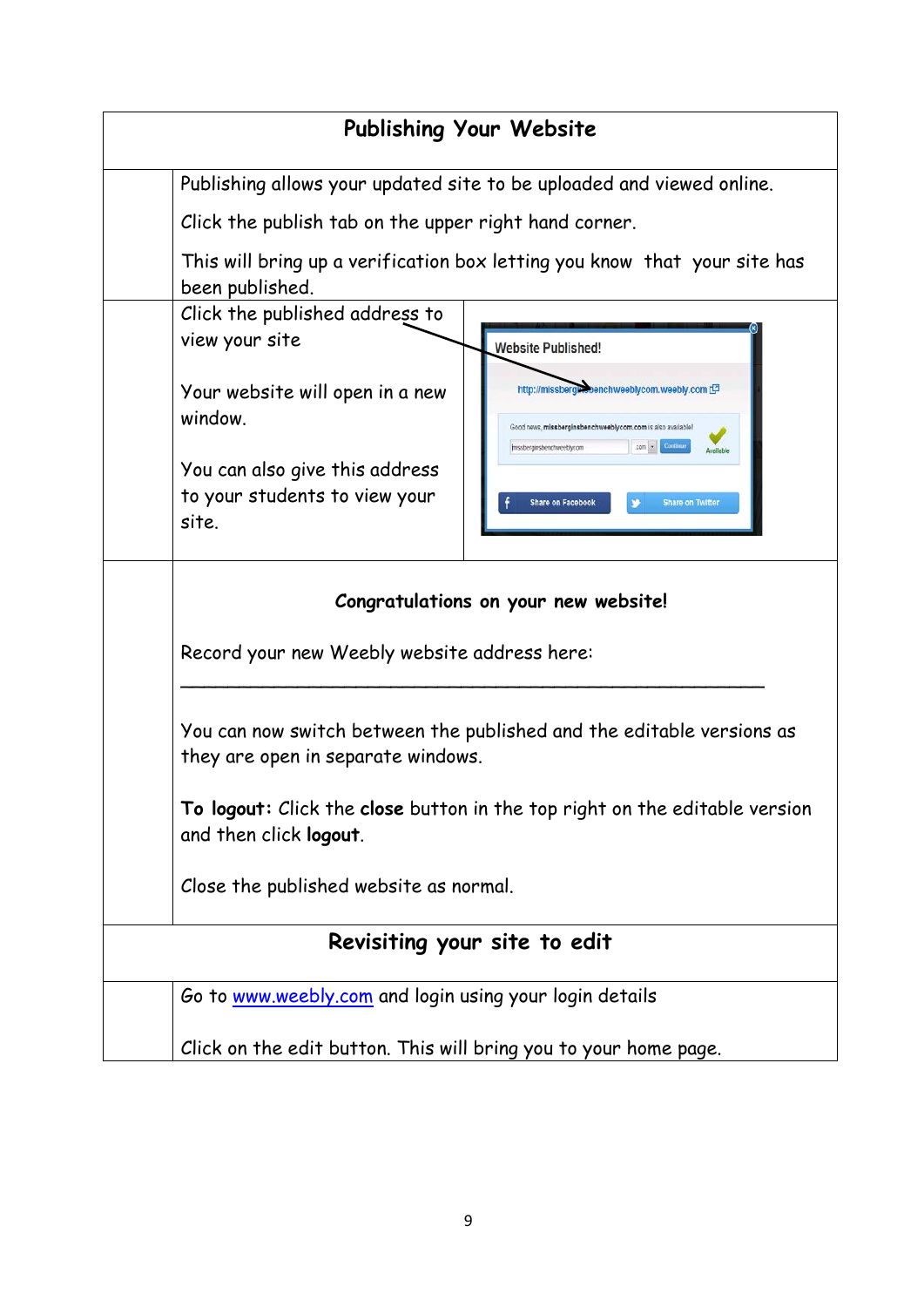## Publishing Your Website

Publishing allows your updated site to be uploaded and viewed online.

Click the publish tab on the upper right hand corner.

This will bring up a verification box letting you know that your site has been published.

Click the published address to view your site

Your website will open in a new window.

You can also give this address to your students to view your site.

Website Published!

http://missberginsbenchweebly.com.weebly.com

Good news, missberginsbenchweebly.com.com is also available!

missberginsbenchweebly.com .com Continue Available

Share on Facebook Share on Twitter

**Congratulations on your new website!**

Record your new Weebly website address here:

___________________________________________________________

You can now switch between the published and the editable versions as they are open in separate windows.

**To logout:** Click the **close** button in the top right on the editable version and then click **logout**.

Close the published website as normal.

## Revisiting your site to edit

Go to [www.weebly.com](http://www.weebly.com) and login using your login details

Click on the edit button. This will bring you to your home page.